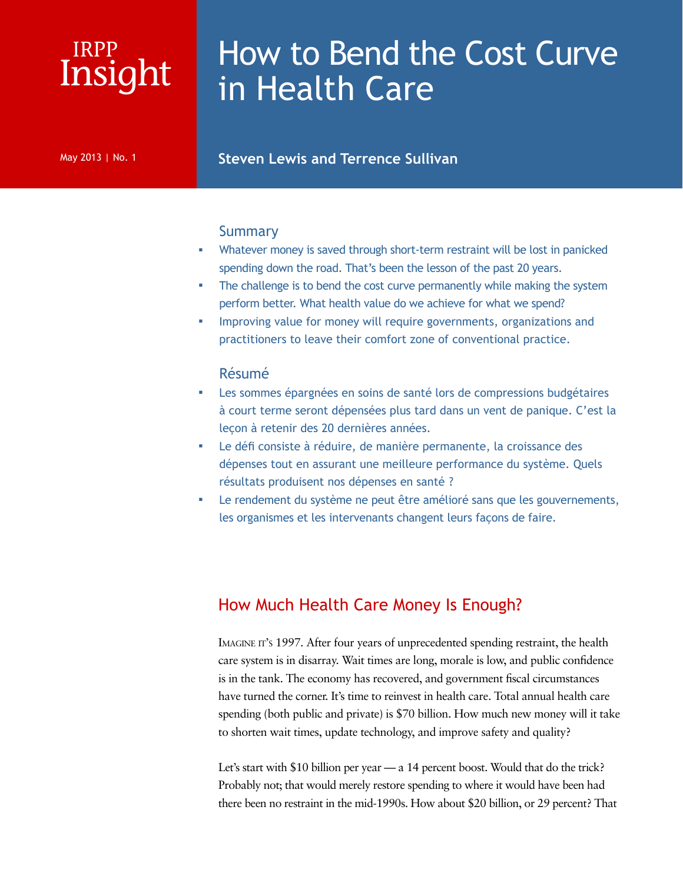IRPP Insight

May 2013 | No. 1

# How to Bend the Cost Curve in Health Care

**Steven Lewis and Terrence Sullivan**

## Summary

- Whatever money is saved through short-term restraint will be lost in panicked spending down the road. That's been the lesson of the past 20 years.
- The challenge is to bend the cost curve permanently while making the system perform better. What health value do we achieve for what we spend?
- Improving value for money will require governments, organizations and practitioners to leave their comfort zone of conventional practice.

## Résumé

- Les sommes épargnées en soins de santé lors de compressions budgétaires à court terme seront dépensées plus tard dans un vent de panique. C'est la leçon à retenir des 20 dernières années.
- Le défi consiste à réduire, de manière permanente, la croissance des dépenses tout en assurant une meilleure performance du système. Quels résultats produisent nos dépenses en santé ?
- Le rendement du système ne peut être amélioré sans que les gouvernements, les organismes et les intervenants changent leurs façons de faire.

## How Much Health Care Money Is Enough?

Imagine it's 1997. After four years of unprecedented spending restraint, the health care system is in disarray. Wait times are long, morale is low, and public confidence is in the tank. The economy has recovered, and government fiscal circumstances have turned the corner. It's time to reinvest in health care. Total annual health care spending (both public and private) is $70 billion. How much new money will it take to shorten wait times, update technology, and improve safety and quality?

Let's start with $10 billion per year — a 14 percent boost. Would that do the trick? Probably not; that would merely restore spending to where it would have been had there been no restraint in the mid-1990s. How about $20 billion, or 29 percent? That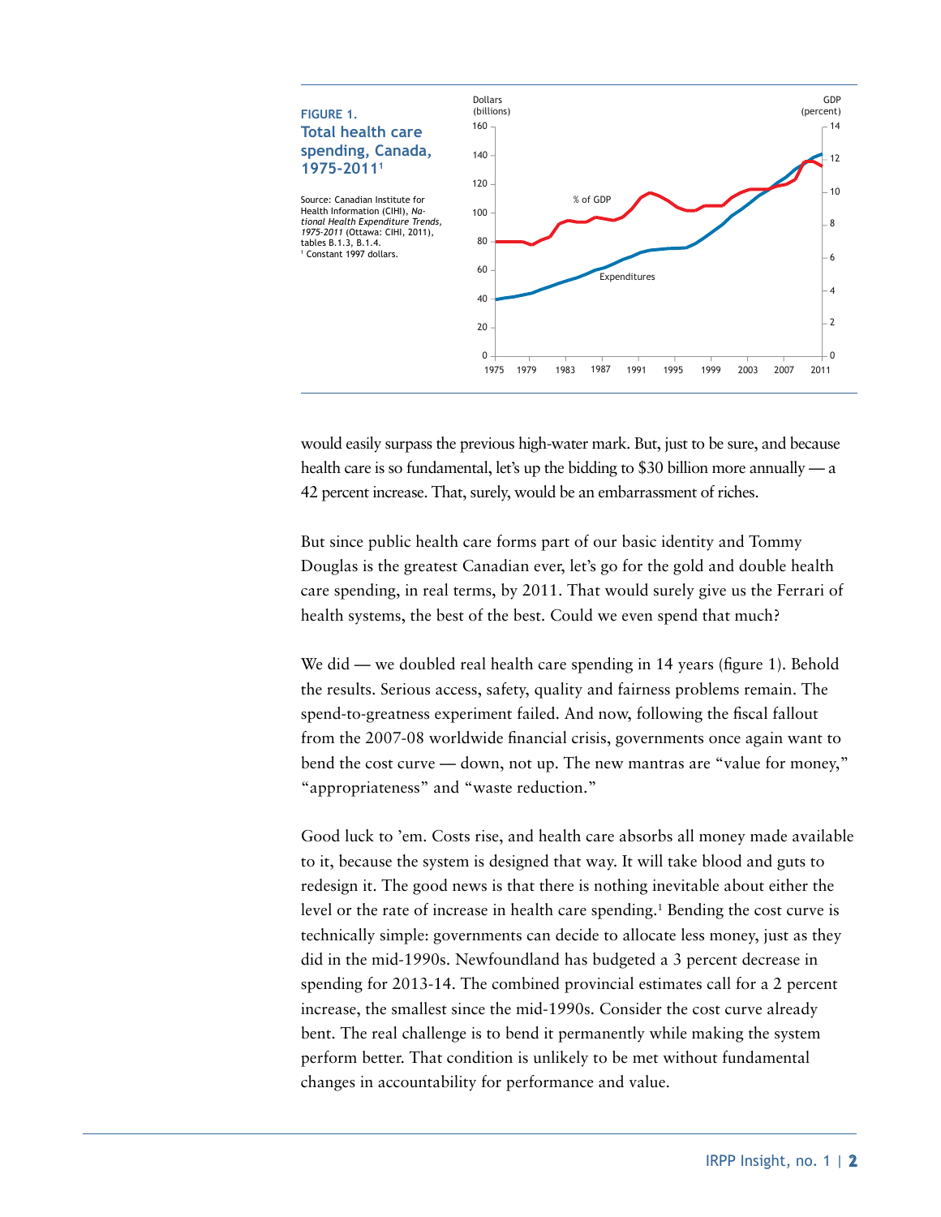**FIGURE 1.**
**Total health care spending, Canada, 1975-2011**[1]

Source: Canadian Institute for Health Information (CIHI), *National Health Expenditure Trends, 1975-2011* (Ottawa: CIHI, 2011), tables B.1.3, B.1.4.
[1] Constant 1997 dollars.

would easily surpass the previous high-water mark. But, just to be sure, and because health care is so fundamental, let's up the bidding to $30 billion more annually — a 42 percent increase. That, surely, would be an embarrassment of riches.

But since public health care forms part of our basic identity and Tommy Douglas is the greatest Canadian ever, let's go for the gold and double health care spending, in real terms, by 2011. That would surely give us the Ferrari of health systems, the best of the best. Could we even spend that much?

We did — we doubled real health care spending in 14 years (figure 1). Behold the results. Serious access, safety, quality and fairness problems remain. The spend-to-greatness experiment failed. And now, following the fiscal fallout from the 2007-08 worldwide financial crisis, governments once again want to bend the cost curve — down, not up. The new mantras are "value for money," "appropriateness" and "waste reduction."

Good luck to 'em. Costs rise, and health care absorbs all money made available to it, because the system is designed that way. It will take blood and guts to redesign it. The good news is that there is nothing inevitable about either the level or the rate of increase in health care spending.[1] Bending the cost curve is technically simple: governments can decide to allocate less money, just as they did in the mid-1990s. Newfoundland has budgeted a 3 percent decrease in spending for 2013-14. The combined provincial estimates call for a 2 percent increase, the smallest since the mid-1990s. Consider the cost curve already bent. The real challenge is to bend it permanently while making the system perform better. That condition is unlikely to be met without fundamental changes in accountability for performance and value.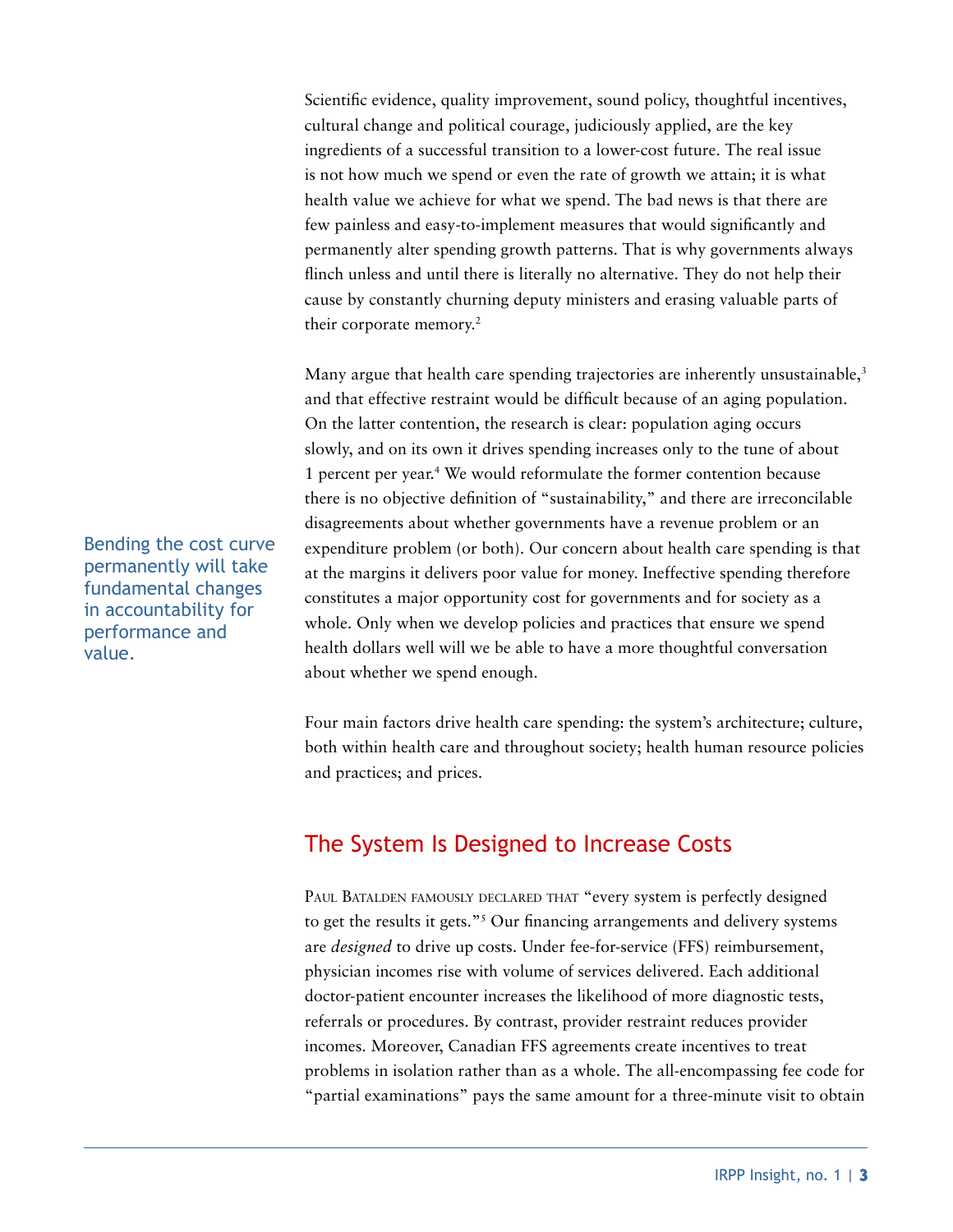Scientific evidence, quality improvement, sound policy, thoughtful incentives, cultural change and political courage, judiciously applied, are the key ingredients of a successful transition to a lower-cost future. The real issue is not how much we spend or even the rate of growth we attain; it is what health value we achieve for what we spend. The bad news is that there are few painless and easy-to-implement measures that would significantly and permanently alter spending growth patterns. That is why governments always flinch unless and until there is literally no alternative. They do not help their cause by constantly churning deputy ministers and erasing valuable parts of their corporate memory.[2]

Many argue that health care spending trajectories are inherently unsustainable,[3] and that effective restraint would be difficult because of an aging population. On the latter contention, the research is clear: population aging occurs slowly, and on its own it drives spending increases only to the tune of about 1 percent per year.[4] We would reformulate the former contention because there is no objective definition of "sustainability," and there are irreconcilable disagreements about whether governments have a revenue problem or an expenditure problem (or both). Our concern about health care spending is that at the margins it delivers poor value for money. Ineffective spending therefore constitutes a major opportunity cost for governments and for society as a whole. Only when we develop policies and practices that ensure we spend health dollars well will we be able to have a more thoughtful conversation about whether we spend enough.

> Bending the cost curve permanently will take fundamental changes in accountability for performance and value.

Four main factors drive health care spending: the system's architecture; culture, both within health care and throughout society; health human resource policies and practices; and prices.

## The System Is Designed to Increase Costs

Paul Batalden famously declared that "every system is perfectly designed to get the results it gets."[5] Our financing arrangements and delivery systems are *designed* to drive up costs. Under fee-for-service (FFS) reimbursement, physician incomes rise with volume of services delivered. Each additional doctor-patient encounter increases the likelihood of more diagnostic tests, referrals or procedures. By contrast, provider restraint reduces provider incomes. Moreover, Canadian FFS agreements create incentives to treat problems in isolation rather than as a whole. The all-encompassing fee code for "partial examinations" pays the same amount for a three-minute visit to obtain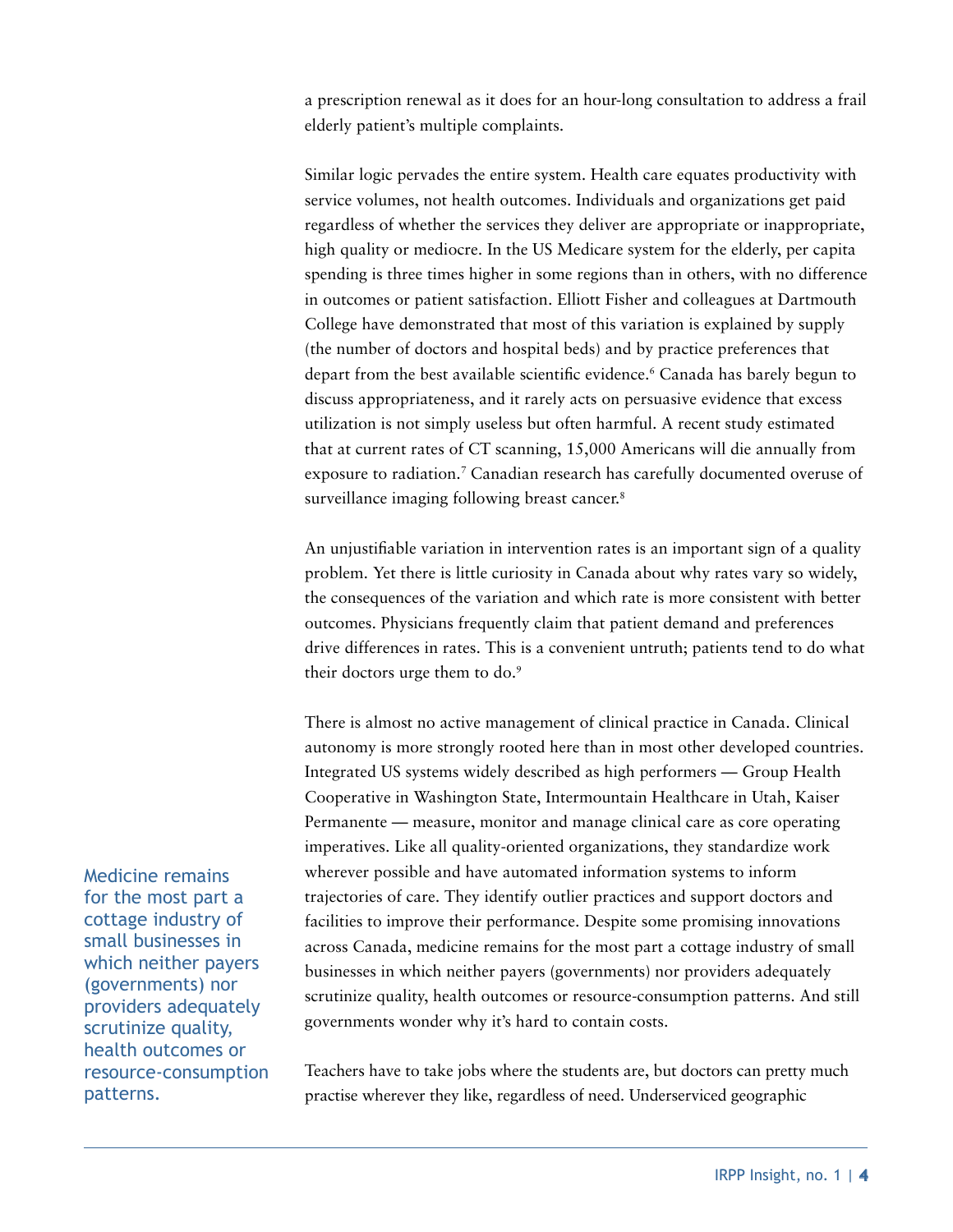a prescription renewal as it does for an hour-long consultation to address a frail elderly patient's multiple complaints.

Similar logic pervades the entire system. Health care equates productivity with service volumes, not health outcomes. Individuals and organizations get paid regardless of whether the services they deliver are appropriate or inappropriate, high quality or mediocre. In the US Medicare system for the elderly, per capita spending is three times higher in some regions than in others, with no difference in outcomes or patient satisfaction. Elliott Fisher and colleagues at Dartmouth College have demonstrated that most of this variation is explained by supply (the number of doctors and hospital beds) and by practice preferences that depart from the best available scientific evidence.[6] Canada has barely begun to discuss appropriateness, and it rarely acts on persuasive evidence that excess utilization is not simply useless but often harmful. A recent study estimated that at current rates of CT scanning, 15,000 Americans will die annually from exposure to radiation.[7] Canadian research has carefully documented overuse of surveillance imaging following breast cancer.[8]

An unjustifiable variation in intervention rates is an important sign of a quality problem. Yet there is little curiosity in Canada about why rates vary so widely, the consequences of the variation and which rate is more consistent with better outcomes. Physicians frequently claim that patient demand and preferences drive differences in rates. This is a convenient untruth; patients tend to do what their doctors urge them to do.[9]

There is almost no active management of clinical practice in Canada. Clinical autonomy is more strongly rooted here than in most other developed countries. Integrated US systems widely described as high performers — Group Health Cooperative in Washington State, Intermountain Healthcare in Utah, Kaiser Permanente — measure, monitor and manage clinical care as core operating imperatives. Like all quality-oriented organizations, they standardize work wherever possible and have automated information systems to inform trajectories of care. They identify outlier practices and support doctors and facilities to improve their performance. Despite some promising innovations across Canada, medicine remains for the most part a cottage industry of small businesses in which neither payers (governments) nor providers adequately scrutinize quality, health outcomes or resource-consumption patterns. And still governments wonder why it's hard to contain costs.

> Medicine remains for the most part a cottage industry of small businesses in which neither payers (governments) nor providers adequately scrutinize quality, health outcomes or resource-consumption patterns.

Teachers have to take jobs where the students are, but doctors can pretty much practise wherever they like, regardless of need. Underserviced geographic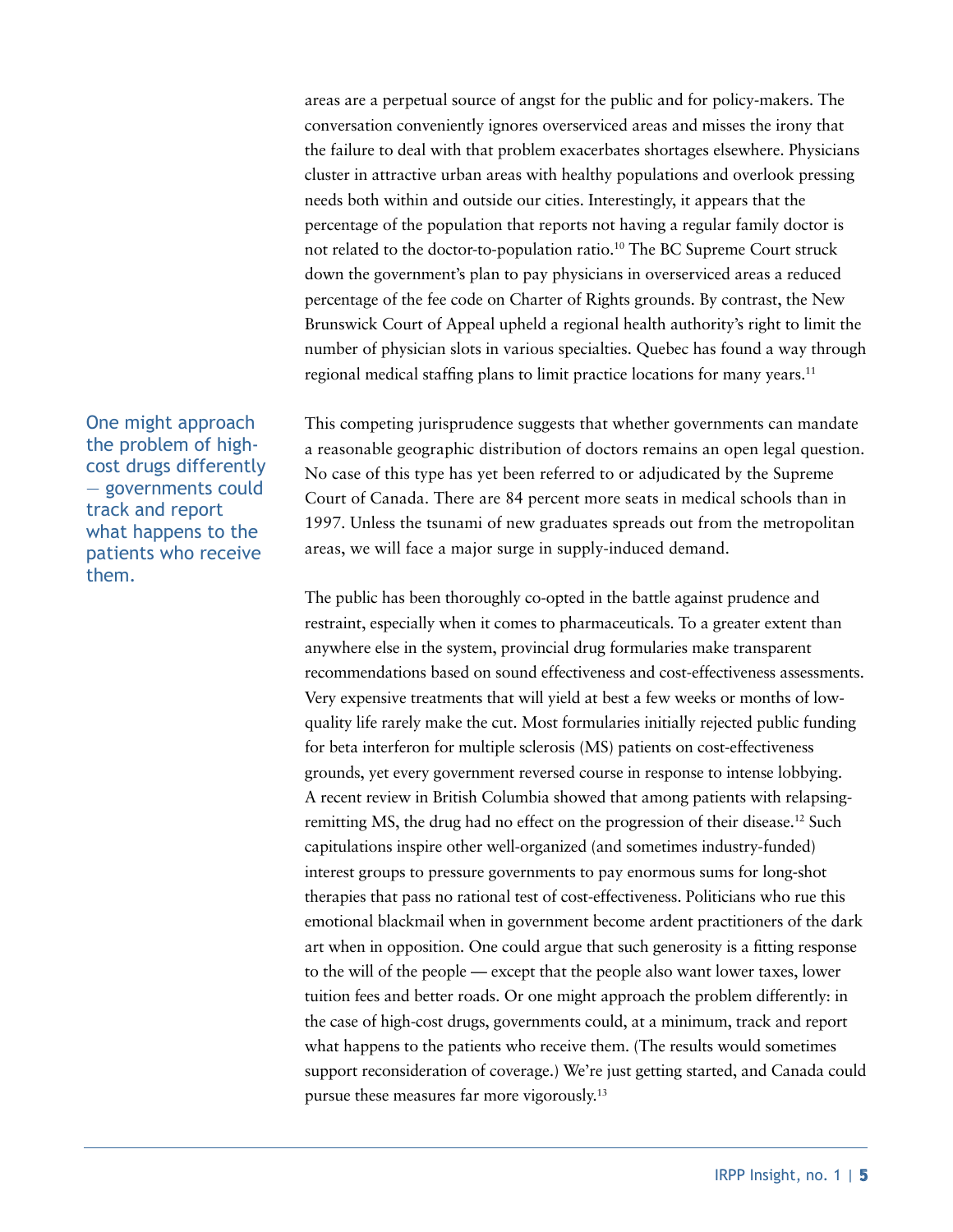areas are a perpetual source of angst for the public and for policy-makers. The conversation conveniently ignores overserviced areas and misses the irony that the failure to deal with that problem exacerbates shortages elsewhere. Physicians cluster in attractive urban areas with healthy populations and overlook pressing needs both within and outside our cities. Interestingly, it appears that the percentage of the population that reports not having a regular family doctor is not related to the doctor-to-population ratio.[10] The BC Supreme Court struck down the government's plan to pay physicians in overserviced areas a reduced percentage of the fee code on Charter of Rights grounds. By contrast, the New Brunswick Court of Appeal upheld a regional health authority's right to limit the number of physician slots in various specialties. Quebec has found a way through regional medical staffing plans to limit practice locations for many years.[11]

> One might approach the problem of high-cost drugs differently — governments could track and report what happens to the patients who receive them.

This competing jurisprudence suggests that whether governments can mandate a reasonable geographic distribution of doctors remains an open legal question. No case of this type has yet been referred to or adjudicated by the Supreme Court of Canada. There are 84 percent more seats in medical schools than in 1997. Unless the tsunami of new graduates spreads out from the metropolitan areas, we will face a major surge in supply-induced demand.

The public has been thoroughly co-opted in the battle against prudence and restraint, especially when it comes to pharmaceuticals. To a greater extent than anywhere else in the system, provincial drug formularies make transparent recommendations based on sound effectiveness and cost-effectiveness assessments. Very expensive treatments that will yield at best a few weeks or months of low-quality life rarely make the cut. Most formularies initially rejected public funding for beta interferon for multiple sclerosis (MS) patients on cost-effectiveness grounds, yet every government reversed course in response to intense lobbying. A recent review in British Columbia showed that among patients with relapsing-remitting MS, the drug had no effect on the progression of their disease.[12] Such capitulations inspire other well-organized (and sometimes industry-funded) interest groups to pressure governments to pay enormous sums for long-shot therapies that pass no rational test of cost-effectiveness. Politicians who rue this emotional blackmail when in government become ardent practitioners of the dark art when in opposition. One could argue that such generosity is a fitting response to the will of the people — except that the people also want lower taxes, lower tuition fees and better roads. Or one might approach the problem differently: in the case of high-cost drugs, governments could, at a minimum, track and report what happens to the patients who receive them. (The results would sometimes support reconsideration of coverage.) We're just getting started, and Canada could pursue these measures far more vigorously.[13]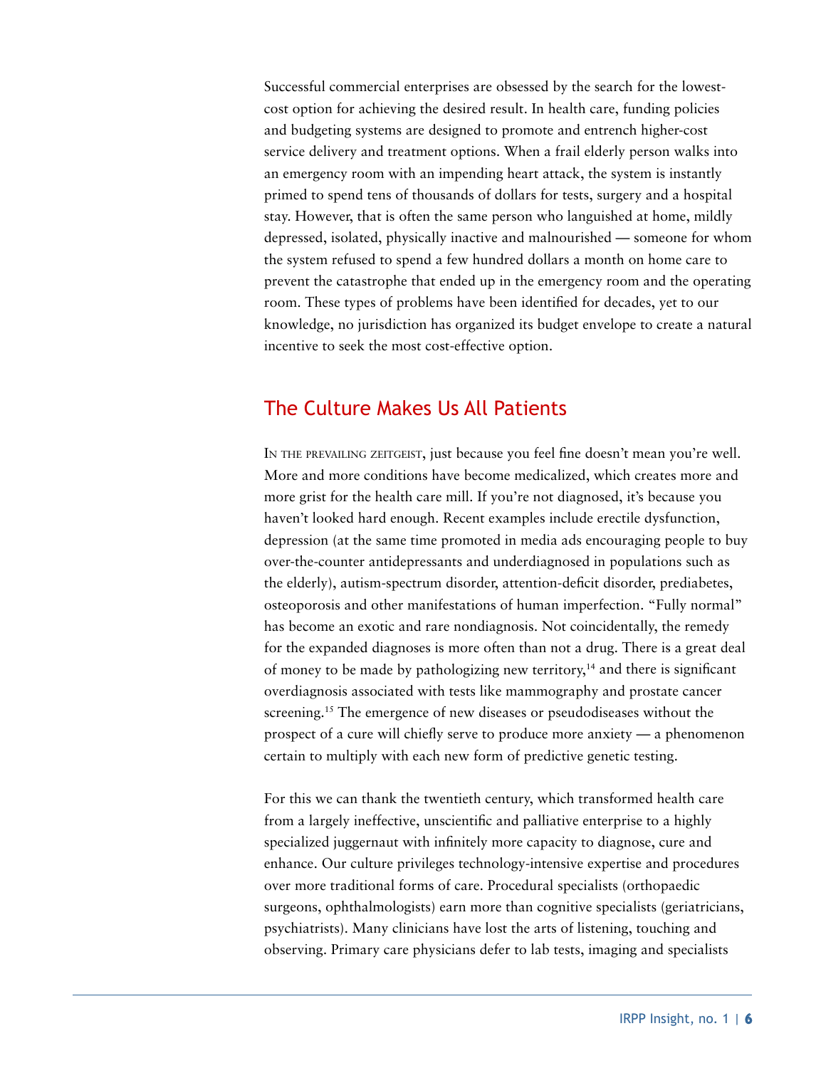Successful commercial enterprises are obsessed by the search for the lowest-cost option for achieving the desired result. In health care, funding policies and budgeting systems are designed to promote and entrench higher-cost service delivery and treatment options. When a frail elderly person walks into an emergency room with an impending heart attack, the system is instantly primed to spend tens of thousands of dollars for tests, surgery and a hospital stay. However, that is often the same person who languished at home, mildly depressed, isolated, physically inactive and malnourished — someone for whom the system refused to spend a few hundred dollars a month on home care to prevent the catastrophe that ended up in the emergency room and the operating room. These types of problems have been identified for decades, yet to our knowledge, no jurisdiction has organized its budget envelope to create a natural incentive to seek the most cost-effective option.

## The Culture Makes Us All Patients

In the prevailing zeitgeist, just because you feel fine doesn't mean you're well. More and more conditions have become medicalized, which creates more and more grist for the health care mill. If you're not diagnosed, it's because you haven't looked hard enough. Recent examples include erectile dysfunction, depression (at the same time promoted in media ads encouraging people to buy over-the-counter antidepressants and underdiagnosed in populations such as the elderly), autism-spectrum disorder, attention-deficit disorder, prediabetes, osteoporosis and other manifestations of human imperfection. "Fully normal" has become an exotic and rare nondiagnosis. Not coincidentally, the remedy for the expanded diagnoses is more often than not a drug. There is a great deal of money to be made by pathologizing new territory,[14] and there is significant overdiagnosis associated with tests like mammography and prostate cancer screening.[15] The emergence of new diseases or pseudodiseases without the prospect of a cure will chiefly serve to produce more anxiety — a phenomenon certain to multiply with each new form of predictive genetic testing.

For this we can thank the twentieth century, which transformed health care from a largely ineffective, unscientific and palliative enterprise to a highly specialized juggernaut with infinitely more capacity to diagnose, cure and enhance. Our culture privileges technology-intensive expertise and procedures over more traditional forms of care. Procedural specialists (orthopaedic surgeons, ophthalmologists) earn more than cognitive specialists (geriatricians, psychiatrists). Many clinicians have lost the arts of listening, touching and observing. Primary care physicians defer to lab tests, imaging and specialists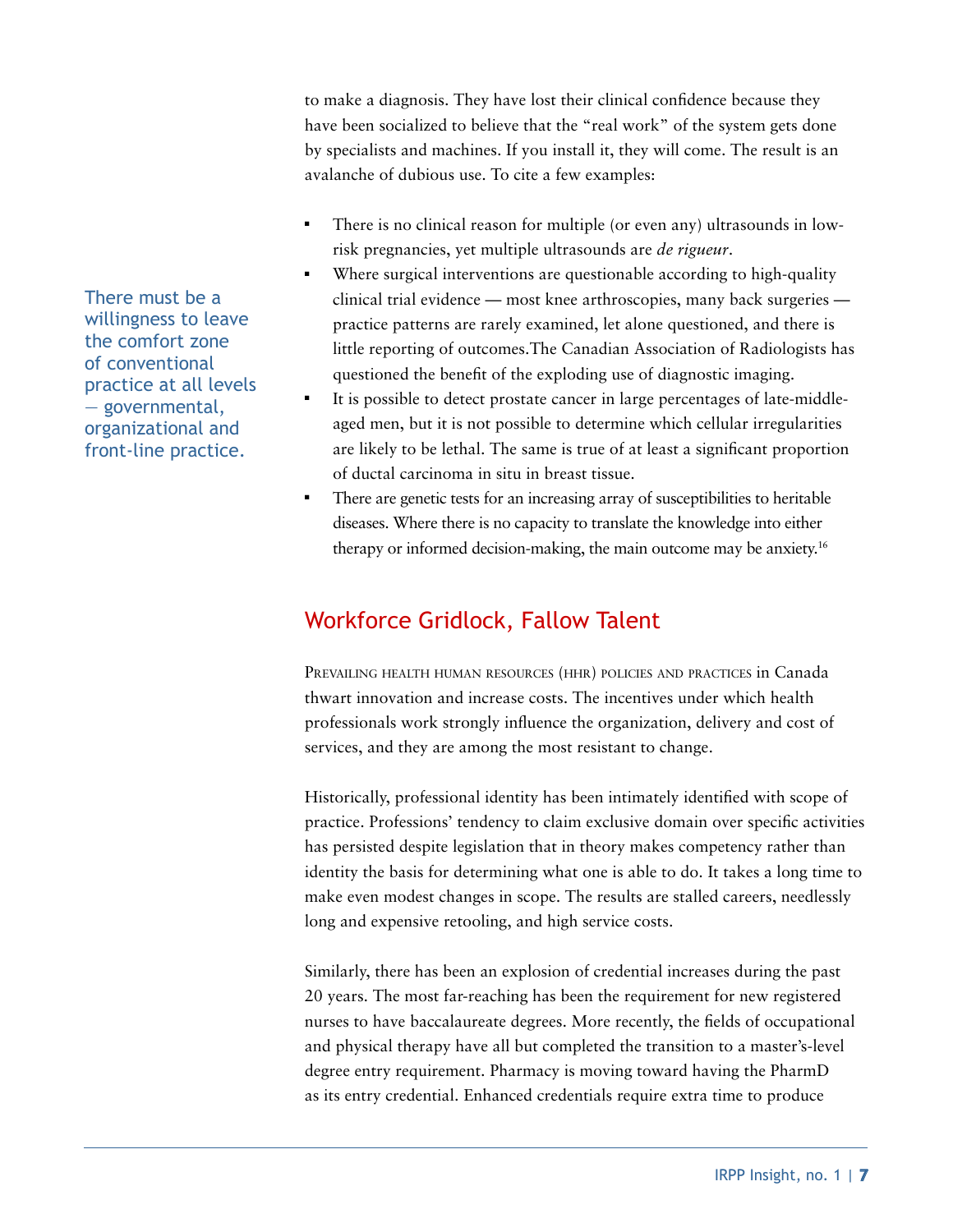to make a diagnosis. They have lost their clinical confidence because they have been socialized to believe that the "real work" of the system gets done by specialists and machines. If you install it, they will come. The result is an avalanche of dubious use. To cite a few examples:

- There is no clinical reason for multiple (or even any) ultrasounds in low-risk pregnancies, yet multiple ultrasounds are *de rigueur*.
- Where surgical interventions are questionable according to high-quality clinical trial evidence — most knee arthroscopies, many back surgeries — practice patterns are rarely examined, let alone questioned, and there is little reporting of outcomes.The Canadian Association of Radiologists has questioned the benefit of the exploding use of diagnostic imaging.
- It is possible to detect prostate cancer in large percentages of late-middle-aged men, but it is not possible to determine which cellular irregularities are likely to be lethal. The same is true of at least a significant proportion of ductal carcinoma in situ in breast tissue.
- There are genetic tests for an increasing array of susceptibilities to heritable diseases. Where there is no capacity to translate the knowledge into either therapy or informed decision-making, the main outcome may be anxiety.[16]

> There must be a willingness to leave the comfort zone of conventional practice at all levels — governmental, organizational and front-line practice.

## Workforce Gridlock, Fallow Talent

Prevailing health human resources (hhr) policies and practices in Canada thwart innovation and increase costs. The incentives under which health professionals work strongly influence the organization, delivery and cost of services, and they are among the most resistant to change.

Historically, professional identity has been intimately identified with scope of practice. Professions' tendency to claim exclusive domain over specific activities has persisted despite legislation that in theory makes competency rather than identity the basis for determining what one is able to do. It takes a long time to make even modest changes in scope. The results are stalled careers, needlessly long and expensive retooling, and high service costs.

Similarly, there has been an explosion of credential increases during the past 20 years. The most far-reaching has been the requirement for new registered nurses to have baccalaureate degrees. More recently, the fields of occupational and physical therapy have all but completed the transition to a master's-level degree entry requirement. Pharmacy is moving toward having the PharmD as its entry credential. Enhanced credentials require extra time to produce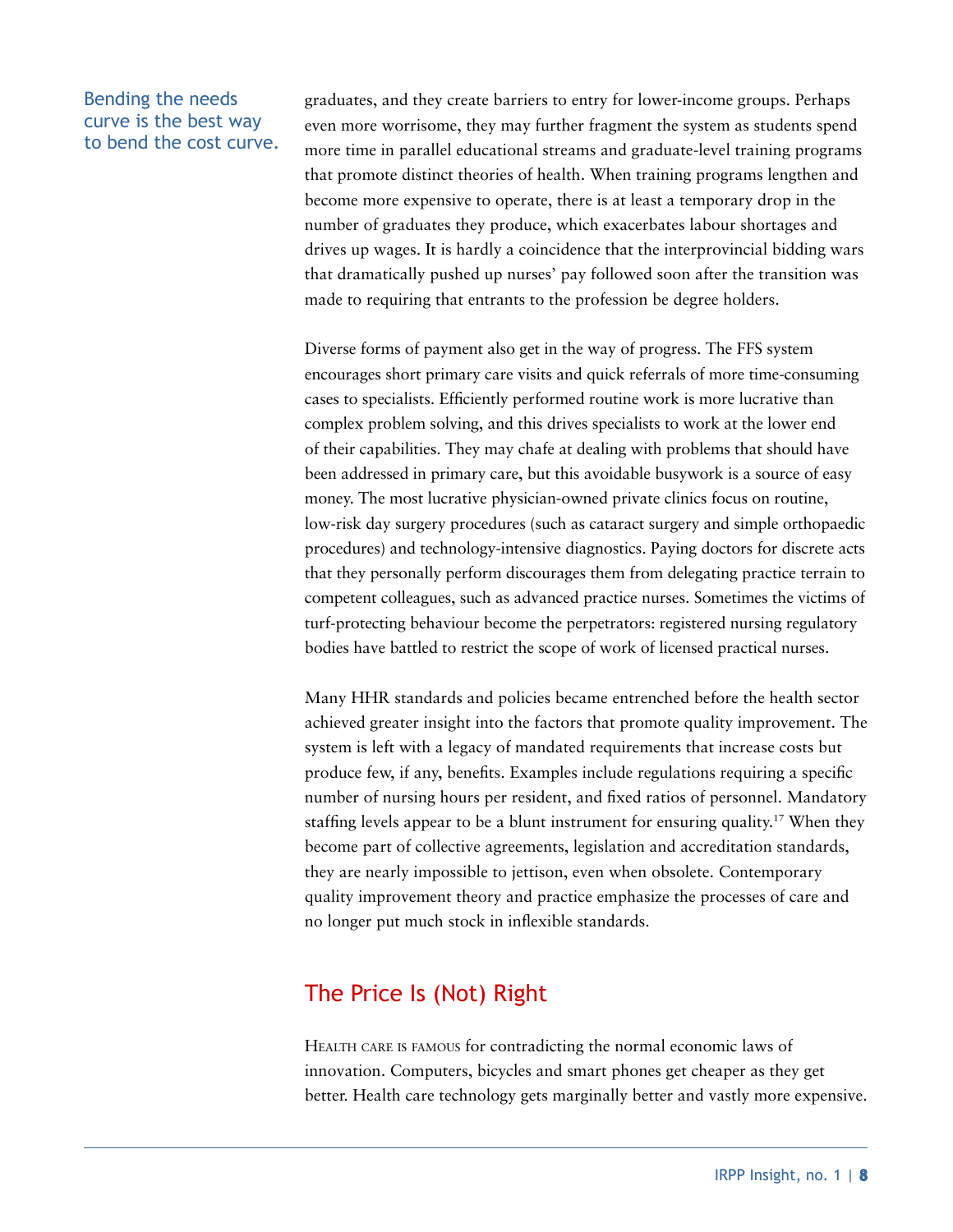Bending the needs curve is the best way to bend the cost curve.

graduates, and they create barriers to entry for lower-income groups. Perhaps even more worrisome, they may further fragment the system as students spend more time in parallel educational streams and graduate-level training programs that promote distinct theories of health. When training programs lengthen and become more expensive to operate, there is at least a temporary drop in the number of graduates they produce, which exacerbates labour shortages and drives up wages. It is hardly a coincidence that the interprovincial bidding wars that dramatically pushed up nurses' pay followed soon after the transition was made to requiring that entrants to the profession be degree holders.

Diverse forms of payment also get in the way of progress. The FFS system encourages short primary care visits and quick referrals of more time-consuming cases to specialists. Efficiently performed routine work is more lucrative than complex problem solving, and this drives specialists to work at the lower end of their capabilities. They may chafe at dealing with problems that should have been addressed in primary care, but this avoidable busywork is a source of easy money. The most lucrative physician-owned private clinics focus on routine, low-risk day surgery procedures (such as cataract surgery and simple orthopaedic procedures) and technology-intensive diagnostics. Paying doctors for discrete acts that they personally perform discourages them from delegating practice terrain to competent colleagues, such as advanced practice nurses. Sometimes the victims of turf-protecting behaviour become the perpetrators: registered nursing regulatory bodies have battled to restrict the scope of work of licensed practical nurses.

Many HHR standards and policies became entrenched before the health sector achieved greater insight into the factors that promote quality improvement. The system is left with a legacy of mandated requirements that increase costs but produce few, if any, benefits. Examples include regulations requiring a specific number of nursing hours per resident, and fixed ratios of personnel. Mandatory staffing levels appear to be a blunt instrument for ensuring quality.[17] When they become part of collective agreements, legislation and accreditation standards, they are nearly impossible to jettison, even when obsolete. Contemporary quality improvement theory and practice emphasize the processes of care and no longer put much stock in inflexible standards.

## The Price Is (Not) Right

Health care is famous for contradicting the normal economic laws of innovation. Computers, bicycles and smart phones get cheaper as they get better. Health care technology gets marginally better and vastly more expensive.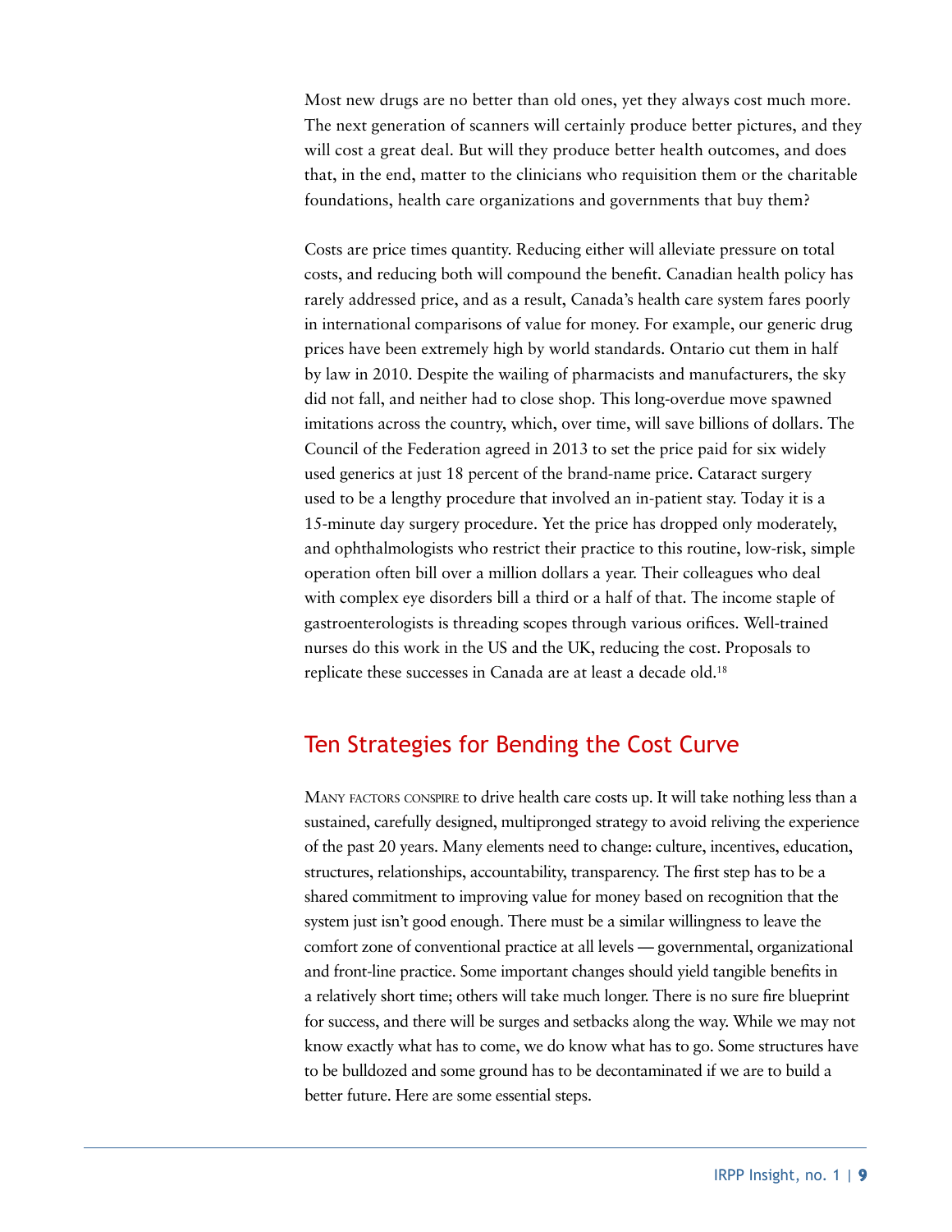Most new drugs are no better than old ones, yet they always cost much more. The next generation of scanners will certainly produce better pictures, and they will cost a great deal. But will they produce better health outcomes, and does that, in the end, matter to the clinicians who requisition them or the charitable foundations, health care organizations and governments that buy them?

Costs are price times quantity. Reducing either will alleviate pressure on total costs, and reducing both will compound the benefit. Canadian health policy has rarely addressed price, and as a result, Canada's health care system fares poorly in international comparisons of value for money. For example, our generic drug prices have been extremely high by world standards. Ontario cut them in half by law in 2010. Despite the wailing of pharmacists and manufacturers, the sky did not fall, and neither had to close shop. This long-overdue move spawned imitations across the country, which, over time, will save billions of dollars. The Council of the Federation agreed in 2013 to set the price paid for six widely used generics at just 18 percent of the brand-name price. Cataract surgery used to be a lengthy procedure that involved an in-patient stay. Today it is a 15-minute day surgery procedure. Yet the price has dropped only moderately, and ophthalmologists who restrict their practice to this routine, low-risk, simple operation often bill over a million dollars a year. Their colleagues who deal with complex eye disorders bill a third or a half of that. The income staple of gastroenterologists is threading scopes through various orifices. Well-trained nurses do this work in the US and the UK, reducing the cost. Proposals to replicate these successes in Canada are at least a decade old.[18]

## Ten Strategies for Bending the Cost Curve

Many factors conspire to drive health care costs up. It will take nothing less than a sustained, carefully designed, multipronged strategy to avoid reliving the experience of the past 20 years. Many elements need to change: culture, incentives, education, structures, relationships, accountability, transparency. The first step has to be a shared commitment to improving value for money based on recognition that the system just isn't good enough. There must be a similar willingness to leave the comfort zone of conventional practice at all levels — governmental, organizational and front-line practice. Some important changes should yield tangible benefits in a relatively short time; others will take much longer. There is no sure fire blueprint for success, and there will be surges and setbacks along the way. While we may not know exactly what has to come, we do know what has to go. Some structures have to be bulldozed and some ground has to be decontaminated if we are to build a better future. Here are some essential steps.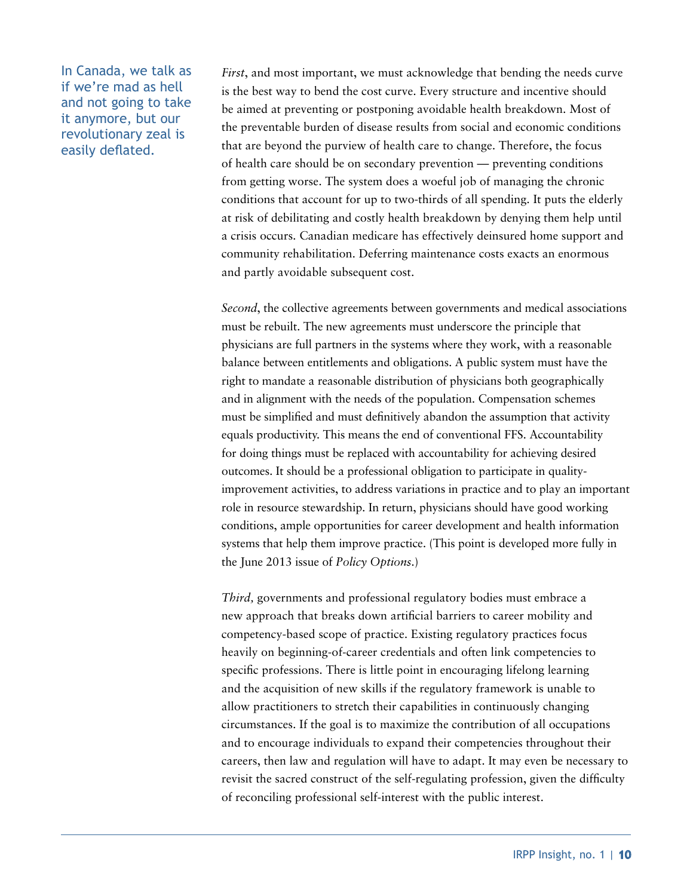In Canada, we talk as if we're mad as hell and not going to take it anymore, but our revolutionary zeal is easily deflated.

*First*, and most important, we must acknowledge that bending the needs curve is the best way to bend the cost curve. Every structure and incentive should be aimed at preventing or postponing avoidable health breakdown. Most of the preventable burden of disease results from social and economic conditions that are beyond the purview of health care to change. Therefore, the focus of health care should be on secondary prevention — preventing conditions from getting worse. The system does a woeful job of managing the chronic conditions that account for up to two-thirds of all spending. It puts the elderly at risk of debilitating and costly health breakdown by denying them help until a crisis occurs. Canadian medicare has effectively deinsured home support and community rehabilitation. Deferring maintenance costs exacts an enormous and partly avoidable subsequent cost.

*Second*, the collective agreements between governments and medical associations must be rebuilt. The new agreements must underscore the principle that physicians are full partners in the systems where they work, with a reasonable balance between entitlements and obligations. A public system must have the right to mandate a reasonable distribution of physicians both geographically and in alignment with the needs of the population. Compensation schemes must be simplified and must definitively abandon the assumption that activity equals productivity. This means the end of conventional FFS. Accountability for doing things must be replaced with accountability for achieving desired outcomes. It should be a professional obligation to participate in quality-improvement activities, to address variations in practice and to play an important role in resource stewardship. In return, physicians should have good working conditions, ample opportunities for career development and health information systems that help them improve practice. (This point is developed more fully in the June 2013 issue of *Policy Options*.)

*Third,* governments and professional regulatory bodies must embrace a new approach that breaks down artificial barriers to career mobility and competency-based scope of practice. Existing regulatory practices focus heavily on beginning-of-career credentials and often link competencies to specific professions. There is little point in encouraging lifelong learning and the acquisition of new skills if the regulatory framework is unable to allow practitioners to stretch their capabilities in continuously changing circumstances. If the goal is to maximize the contribution of all occupations and to encourage individuals to expand their competencies throughout their careers, then law and regulation will have to adapt. It may even be necessary to revisit the sacred construct of the self-regulating profession, given the difficulty of reconciling professional self-interest with the public interest.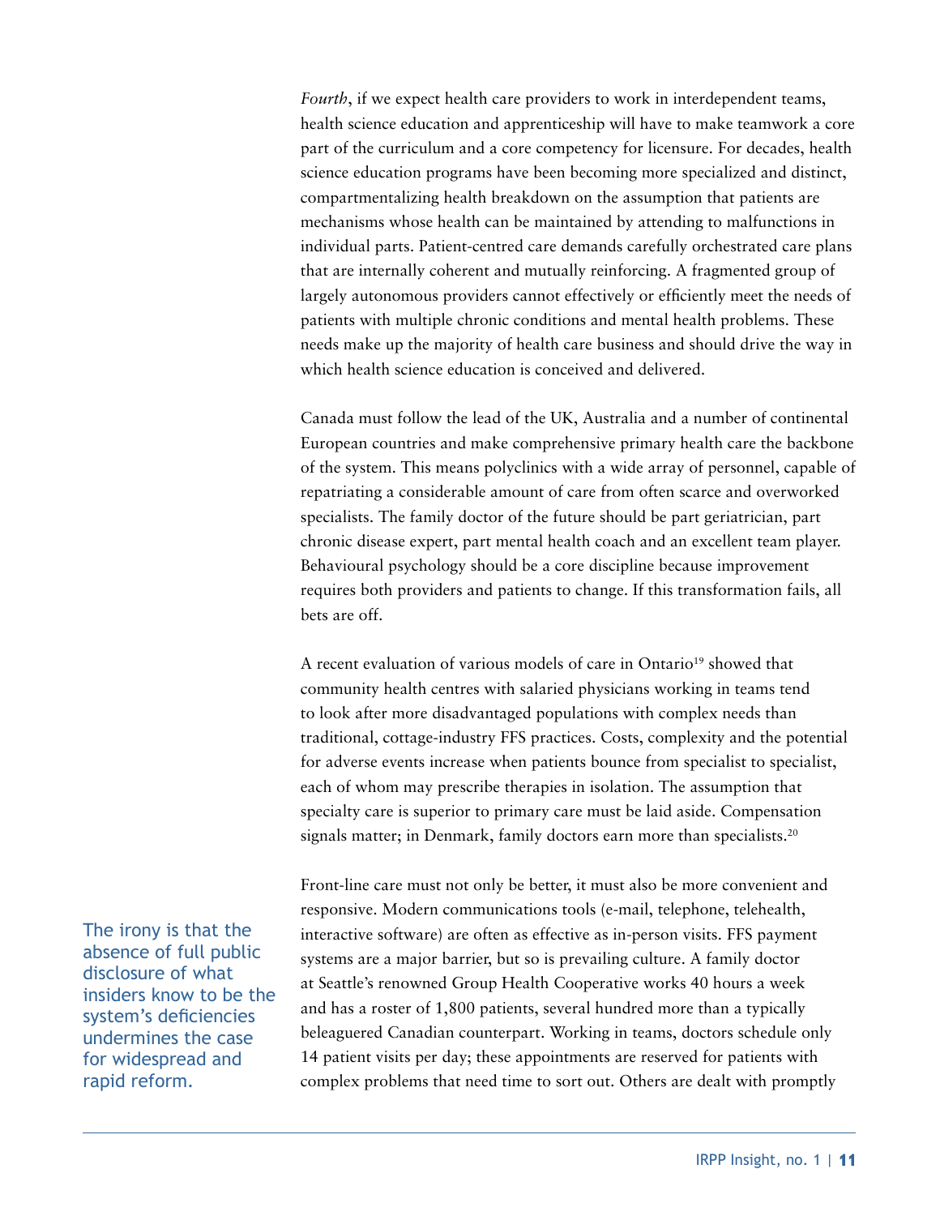*Fourth*, if we expect health care providers to work in interdependent teams, health science education and apprenticeship will have to make teamwork a core part of the curriculum and a core competency for licensure. For decades, health science education programs have been becoming more specialized and distinct, compartmentalizing health breakdown on the assumption that patients are mechanisms whose health can be maintained by attending to malfunctions in individual parts. Patient-centred care demands carefully orchestrated care plans that are internally coherent and mutually reinforcing. A fragmented group of largely autonomous providers cannot effectively or efficiently meet the needs of patients with multiple chronic conditions and mental health problems. These needs make up the majority of health care business and should drive the way in which health science education is conceived and delivered.

Canada must follow the lead of the UK, Australia and a number of continental European countries and make comprehensive primary health care the backbone of the system. This means polyclinics with a wide array of personnel, capable of repatriating a considerable amount of care from often scarce and overworked specialists. The family doctor of the future should be part geriatrician, part chronic disease expert, part mental health coach and an excellent team player. Behavioural psychology should be a core discipline because improvement requires both providers and patients to change. If this transformation fails, all bets are off.

A recent evaluation of various models of care in Ontario[19] showed that community health centres with salaried physicians working in teams tend to look after more disadvantaged populations with complex needs than traditional, cottage-industry FFS practices. Costs, complexity and the potential for adverse events increase when patients bounce from specialist to specialist, each of whom may prescribe therapies in isolation. The assumption that specialty care is superior to primary care must be laid aside. Compensation signals matter; in Denmark, family doctors earn more than specialists.[20]

The irony is that the absence of full public disclosure of what insiders know to be the system's deficiencies undermines the case for widespread and rapid reform.

Front-line care must not only be better, it must also be more convenient and responsive. Modern communications tools (e-mail, telephone, telehealth, interactive software) are often as effective as in-person visits. FFS payment systems are a major barrier, but so is prevailing culture. A family doctor at Seattle's renowned Group Health Cooperative works 40 hours a week and has a roster of 1,800 patients, several hundred more than a typically beleaguered Canadian counterpart. Working in teams, doctors schedule only 14 patient visits per day; these appointments are reserved for patients with complex problems that need time to sort out. Others are dealt with promptly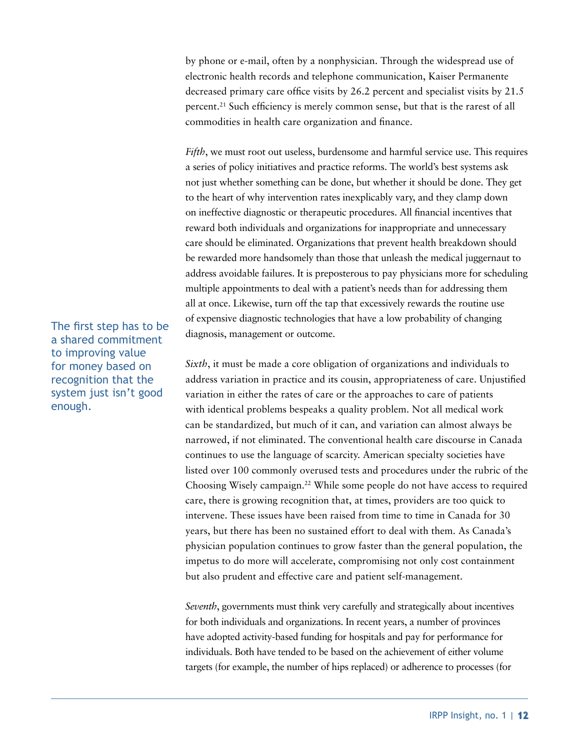by phone or e-mail, often by a nonphysician. Through the widespread use of electronic health records and telephone communication, Kaiser Permanente decreased primary care office visits by 26.2 percent and specialist visits by 21.5 percent.[21] Such efficiency is merely common sense, but that is the rarest of all commodities in health care organization and finance.

*Fifth*, we must root out useless, burdensome and harmful service use. This requires a series of policy initiatives and practice reforms. The world's best systems ask not just whether something can be done, but whether it should be done. They get to the heart of why intervention rates inexplicably vary, and they clamp down on ineffective diagnostic or therapeutic procedures. All financial incentives that reward both individuals and organizations for inappropriate and unnecessary care should be eliminated. Organizations that prevent health breakdown should be rewarded more handsomely than those that unleash the medical juggernaut to address avoidable failures. It is preposterous to pay physicians more for scheduling multiple appointments to deal with a patient's needs than for addressing them all at once. Likewise, turn off the tap that excessively rewards the routine use of expensive diagnostic technologies that have a low probability of changing diagnosis, management or outcome.

> The first step has to be a shared commitment to improving value for money based on recognition that the system just isn't good enough.

*Sixth*, it must be made a core obligation of organizations and individuals to address variation in practice and its cousin, appropriateness of care. Unjustified variation in either the rates of care or the approaches to care of patients with identical problems bespeaks a quality problem. Not all medical work can be standardized, but much of it can, and variation can almost always be narrowed, if not eliminated. The conventional health care discourse in Canada continues to use the language of scarcity. American specialty societies have listed over 100 commonly overused tests and procedures under the rubric of the Choosing Wisely campaign.[22] While some people do not have access to required care, there is growing recognition that, at times, providers are too quick to intervene. These issues have been raised from time to time in Canada for 30 years, but there has been no sustained effort to deal with them. As Canada's physician population continues to grow faster than the general population, the impetus to do more will accelerate, compromising not only cost containment but also prudent and effective care and patient self-management.

*Seventh*, governments must think very carefully and strategically about incentives for both individuals and organizations. In recent years, a number of provinces have adopted activity-based funding for hospitals and pay for performance for individuals. Both have tended to be based on the achievement of either volume targets (for example, the number of hips replaced) or adherence to processes (for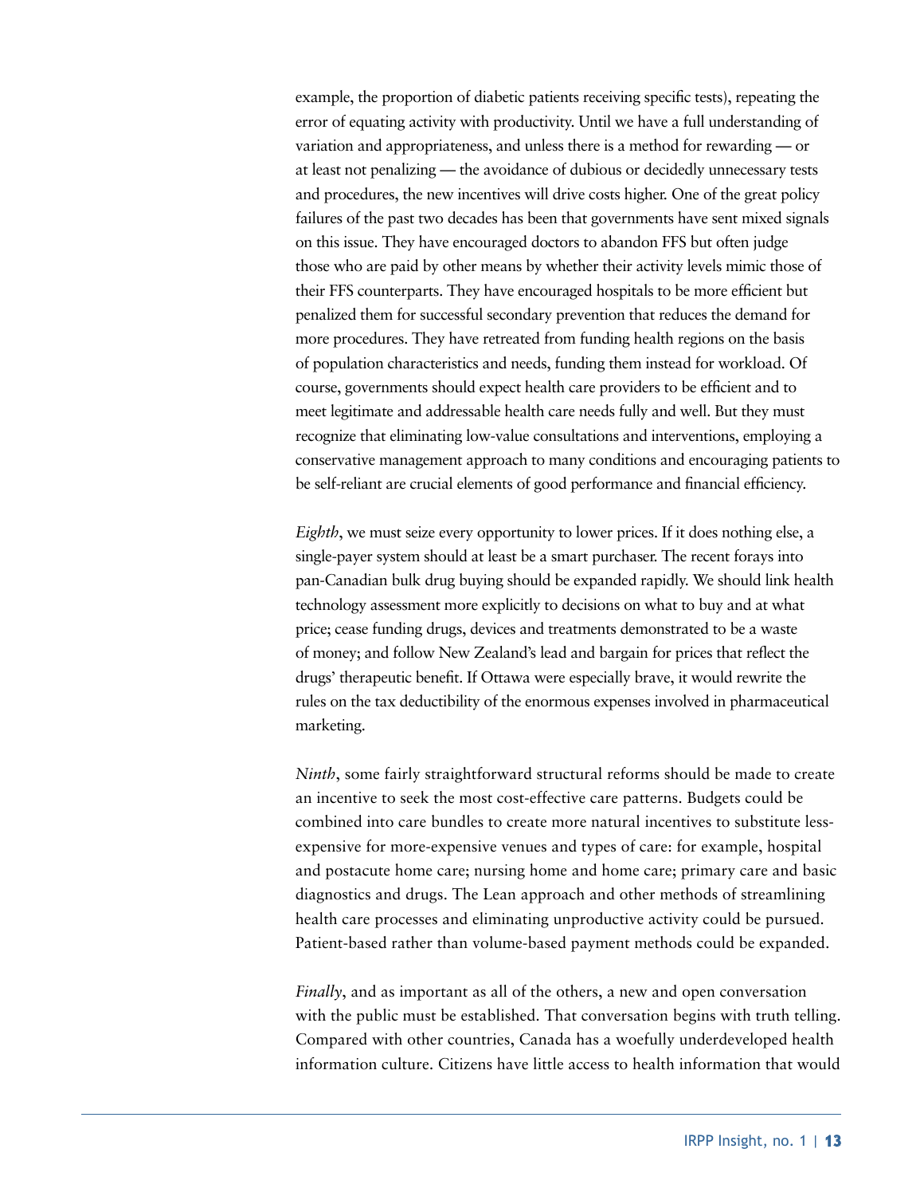example, the proportion of diabetic patients receiving specific tests), repeating the error of equating activity with productivity. Until we have a full understanding of variation and appropriateness, and unless there is a method for rewarding — or at least not penalizing — the avoidance of dubious or decidedly unnecessary tests and procedures, the new incentives will drive costs higher. One of the great policy failures of the past two decades has been that governments have sent mixed signals on this issue. They have encouraged doctors to abandon FFS but often judge those who are paid by other means by whether their activity levels mimic those of their FFS counterparts. They have encouraged hospitals to be more efficient but penalized them for successful secondary prevention that reduces the demand for more procedures. They have retreated from funding health regions on the basis of population characteristics and needs, funding them instead for workload. Of course, governments should expect health care providers to be efficient and to meet legitimate and addressable health care needs fully and well. But they must recognize that eliminating low-value consultations and interventions, employing a conservative management approach to many conditions and encouraging patients to be self-reliant are crucial elements of good performance and financial efficiency.

*Eighth*, we must seize every opportunity to lower prices. If it does nothing else, a single-payer system should at least be a smart purchaser. The recent forays into pan-Canadian bulk drug buying should be expanded rapidly. We should link health technology assessment more explicitly to decisions on what to buy and at what price; cease funding drugs, devices and treatments demonstrated to be a waste of money; and follow New Zealand's lead and bargain for prices that reflect the drugs' therapeutic benefit. If Ottawa were especially brave, it would rewrite the rules on the tax deductibility of the enormous expenses involved in pharmaceutical marketing.

*Ninth*, some fairly straightforward structural reforms should be made to create an incentive to seek the most cost-effective care patterns. Budgets could be combined into care bundles to create more natural incentives to substitute less-expensive for more-expensive venues and types of care: for example, hospital and postacute home care; nursing home and home care; primary care and basic diagnostics and drugs. The Lean approach and other methods of streamlining health care processes and eliminating unproductive activity could be pursued. Patient-based rather than volume-based payment methods could be expanded.

*Finally*, and as important as all of the others, a new and open conversation with the public must be established. That conversation begins with truth telling. Compared with other countries, Canada has a woefully underdeveloped health information culture. Citizens have little access to health information that would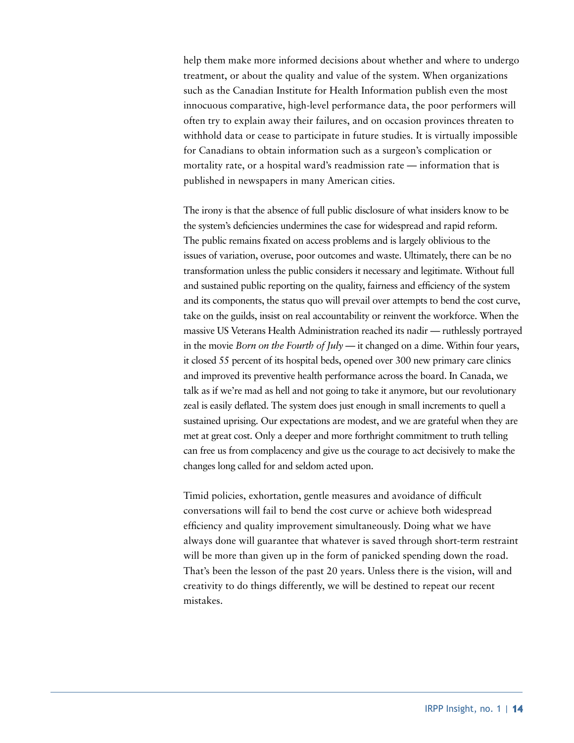help them make more informed decisions about whether and where to undergo treatment, or about the quality and value of the system. When organizations such as the Canadian Institute for Health Information publish even the most innocuous comparative, high-level performance data, the poor performers will often try to explain away their failures, and on occasion provinces threaten to withhold data or cease to participate in future studies. It is virtually impossible for Canadians to obtain information such as a surgeon's complication or mortality rate, or a hospital ward's readmission rate — information that is published in newspapers in many American cities.

The irony is that the absence of full public disclosure of what insiders know to be the system's deficiencies undermines the case for widespread and rapid reform. The public remains fixated on access problems and is largely oblivious to the issues of variation, overuse, poor outcomes and waste. Ultimately, there can be no transformation unless the public considers it necessary and legitimate. Without full and sustained public reporting on the quality, fairness and efficiency of the system and its components, the status quo will prevail over attempts to bend the cost curve, take on the guilds, insist on real accountability or reinvent the workforce. When the massive US Veterans Health Administration reached its nadir — ruthlessly portrayed in the movie *Born on the Fourth of July* — it changed on a dime. Within four years, it closed 55 percent of its hospital beds, opened over 300 new primary care clinics and improved its preventive health performance across the board. In Canada, we talk as if we're mad as hell and not going to take it anymore, but our revolutionary zeal is easily deflated. The system does just enough in small increments to quell a sustained uprising. Our expectations are modest, and we are grateful when they are met at great cost. Only a deeper and more forthright commitment to truth telling can free us from complacency and give us the courage to act decisively to make the changes long called for and seldom acted upon.

Timid policies, exhortation, gentle measures and avoidance of difficult conversations will fail to bend the cost curve or achieve both widespread efficiency and quality improvement simultaneously. Doing what we have always done will guarantee that whatever is saved through short-term restraint will be more than given up in the form of panicked spending down the road. That's been the lesson of the past 20 years. Unless there is the vision, will and creativity to do things differently, we will be destined to repeat our recent mistakes.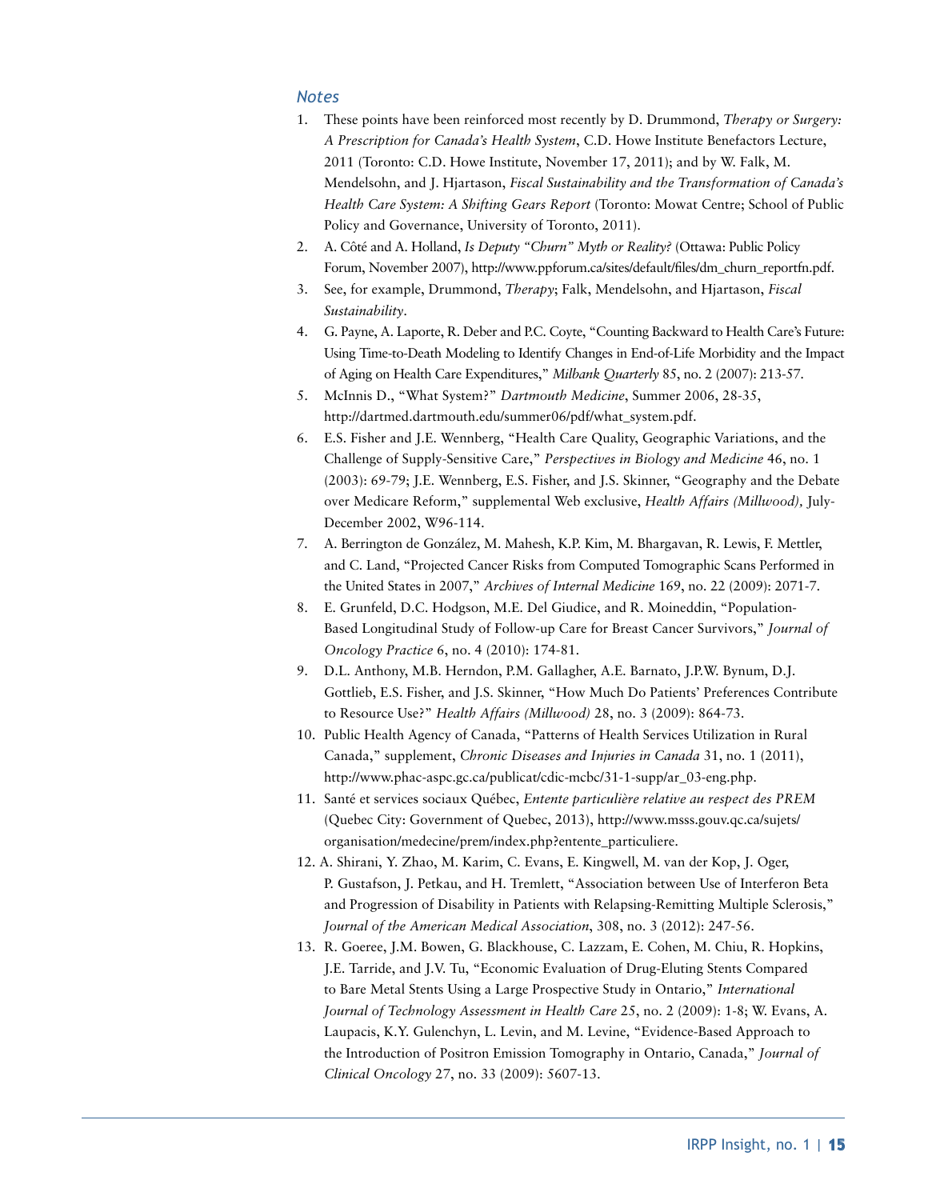### *Notes*

1. These points have been reinforced most recently by D. Drummond, *Therapy or Surgery: A Prescription for Canada's Health System*, C.D. Howe Institute Benefactors Lecture, 2011 (Toronto: C.D. Howe Institute, November 17, 2011); and by W. Falk, M. Mendelsohn, and J. Hjartason, *Fiscal Sustainability and the Transformation of Canada's Health Care System: A Shifting Gears Report* (Toronto: Mowat Centre; School of Public Policy and Governance, University of Toronto, 2011).
2. A. Côté and A. Holland, *Is Deputy "Churn" Myth or Reality?* (Ottawa: Public Policy Forum, November 2007), http://www.ppforum.ca/sites/default/files/dm_churn_reportfn.pdf.
3. See, for example, Drummond, *Therapy*; Falk, Mendelsohn, and Hjartason, *Fiscal Sustainability*.
4. G. Payne, A. Laporte, R. Deber and P.C. Coyte, "Counting Backward to Health Care's Future: Using Time-to-Death Modeling to Identify Changes in End-of-Life Morbidity and the Impact of Aging on Health Care Expenditures," *Milbank Quarterly* 85, no. 2 (2007): 213-57.
5. McInnis D., "What System?" *Dartmouth Medicine*, Summer 2006, 28-35, http://dartmed.dartmouth.edu/summer06/pdf/what_system.pdf.
6. E.S. Fisher and J.E. Wennberg, "Health Care Quality, Geographic Variations, and the Challenge of Supply-Sensitive Care," *Perspectives in Biology and Medicine* 46, no. 1 (2003): 69-79; J.E. Wennberg, E.S. Fisher, and J.S. Skinner, "Geography and the Debate over Medicare Reform," supplemental Web exclusive, *Health Affairs (Millwood),* July-December 2002, W96-114.
7. A. Berrington de González, M. Mahesh, K.P. Kim, M. Bhargavan, R. Lewis, F. Mettler, and C. Land, "Projected Cancer Risks from Computed Tomographic Scans Performed in the United States in 2007," *Archives of Internal Medicine* 169, no. 22 (2009): 2071-7.
8. E. Grunfeld, D.C. Hodgson, M.E. Del Giudice, and R. Moineddin, "Population-Based Longitudinal Study of Follow-up Care for Breast Cancer Survivors," *Journal of Oncology Practice* 6, no. 4 (2010): 174-81.
9. D.L. Anthony, M.B. Herndon, P.M. Gallagher, A.E. Barnato, J.P.W. Bynum, D.J. Gottlieb, E.S. Fisher, and J.S. Skinner, "How Much Do Patients' Preferences Contribute to Resource Use?" *Health Affairs (Millwood)* 28, no. 3 (2009): 864-73.
10. Public Health Agency of Canada, "Patterns of Health Services Utilization in Rural Canada," supplement, *Chronic Diseases and Injuries in Canada* 31, no. 1 (2011), http://www.phac-aspc.gc.ca/publicat/cdic-mcbc/31-1-supp/ar_03-eng.php.
11. Santé et services sociaux Québec, *Entente particulière relative au respect des PREM* (Quebec City: Government of Quebec, 2013), http://www.msss.gouv.qc.ca/sujets/organisation/medecine/prem/index.php?entente_particuliere.
12. A. Shirani, Y. Zhao, M. Karim, C. Evans, E. Kingwell, M. van der Kop, J. Oger, P. Gustafson, J. Petkau, and H. Tremlett, "Association between Use of Interferon Beta and Progression of Disability in Patients with Relapsing-Remitting Multiple Sclerosis," *Journal of the American Medical Association*, 308, no. 3 (2012): 247-56.
13. R. Goeree, J.M. Bowen, G. Blackhouse, C. Lazzam, E. Cohen, M. Chiu, R. Hopkins, J.E. Tarride, and J.V. Tu, "Economic Evaluation of Drug-Eluting Stents Compared to Bare Metal Stents Using a Large Prospective Study in Ontario," *International Journal of Technology Assessment in Health Care* 25, no. 2 (2009): 1-8; W. Evans, A. Laupacis, K.Y. Gulenchyn, L. Levin, and M. Levine, "Evidence-Based Approach to the Introduction of Positron Emission Tomography in Ontario, Canada," *Journal of Clinical Oncology* 27, no. 33 (2009): 5607-13.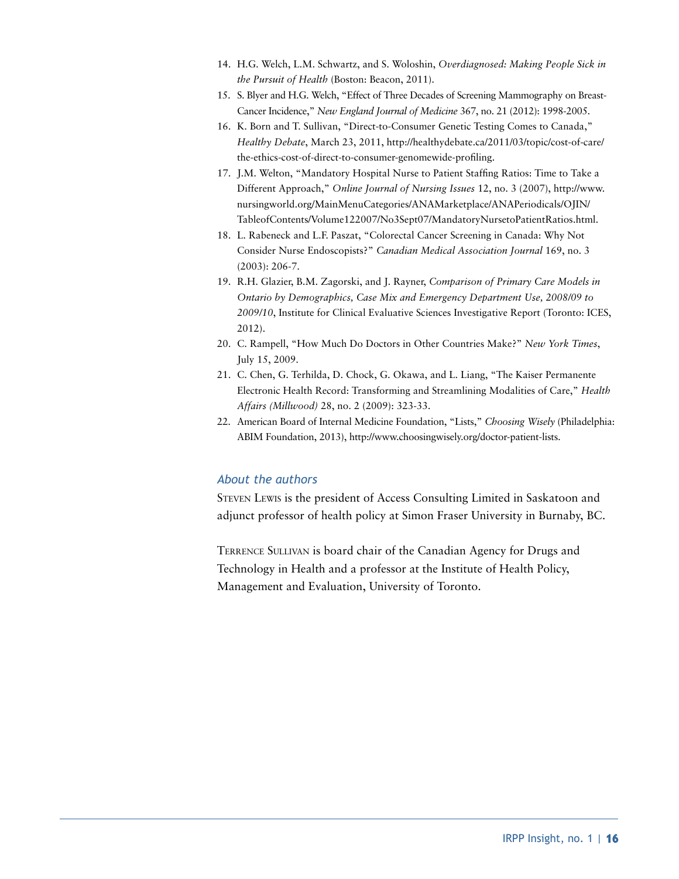14. H.G. Welch, L.M. Schwartz, and S. Woloshin, *Overdiagnosed: Making People Sick in the Pursuit of Health* (Boston: Beacon, 2011).
15. S. Blyer and H.G. Welch, "Effect of Three Decades of Screening Mammography on Breast-Cancer Incidence," *New England Journal of Medicine* 367, no. 21 (2012): 1998-2005.
16. K. Born and T. Sullivan, "Direct-to-Consumer Genetic Testing Comes to Canada," *Healthy Debate*, March 23, 2011, http://healthydebate.ca/2011/03/topic/cost-of-care/the-ethics-cost-of-direct-to-consumer-genomewide-profiling.
17. J.M. Welton, "Mandatory Hospital Nurse to Patient Staffing Ratios: Time to Take a Different Approach," *Online Journal of Nursing Issues* 12, no. 3 (2007), http://www.nursingworld.org/MainMenuCategories/ANAMarketplace/ANAPeriodicals/OJIN/TableofContents/Volume122007/No3Sept07/MandatoryNursetoPatientRatios.html.
18. L. Rabeneck and L.F. Paszat, "Colorectal Cancer Screening in Canada: Why Not Consider Nurse Endoscopists?" *Canadian Medical Association Journal* 169, no. 3 (2003): 206-7.
19. R.H. Glazier, B.M. Zagorski, and J. Rayner, *Comparison of Primary Care Models in Ontario by Demographics, Case Mix and Emergency Department Use, 2008/09 to 2009/10*, Institute for Clinical Evaluative Sciences Investigative Report (Toronto: ICES, 2012).
20. C. Rampell, "How Much Do Doctors in Other Countries Make?" *New York Times*, July 15, 2009.
21. C. Chen, G. Terhilda, D. Chock, G. Okawa, and L. Liang, "The Kaiser Permanente Electronic Health Record: Transforming and Streamlining Modalities of Care," *Health Affairs (Millwood)* 28, no. 2 (2009): 323-33.
22. American Board of Internal Medicine Foundation, "Lists," *Choosing Wisely* (Philadelphia: ABIM Foundation, 2013), http://www.choosingwisely.org/doctor-patient-lists.

### *About the authors*

Steven Lewis is the president of Access Consulting Limited in Saskatoon and adjunct professor of health policy at Simon Fraser University in Burnaby, BC.

Terrence Sullivan is board chair of the Canadian Agency for Drugs and Technology in Health and a professor at the Institute of Health Policy, Management and Evaluation, University of Toronto.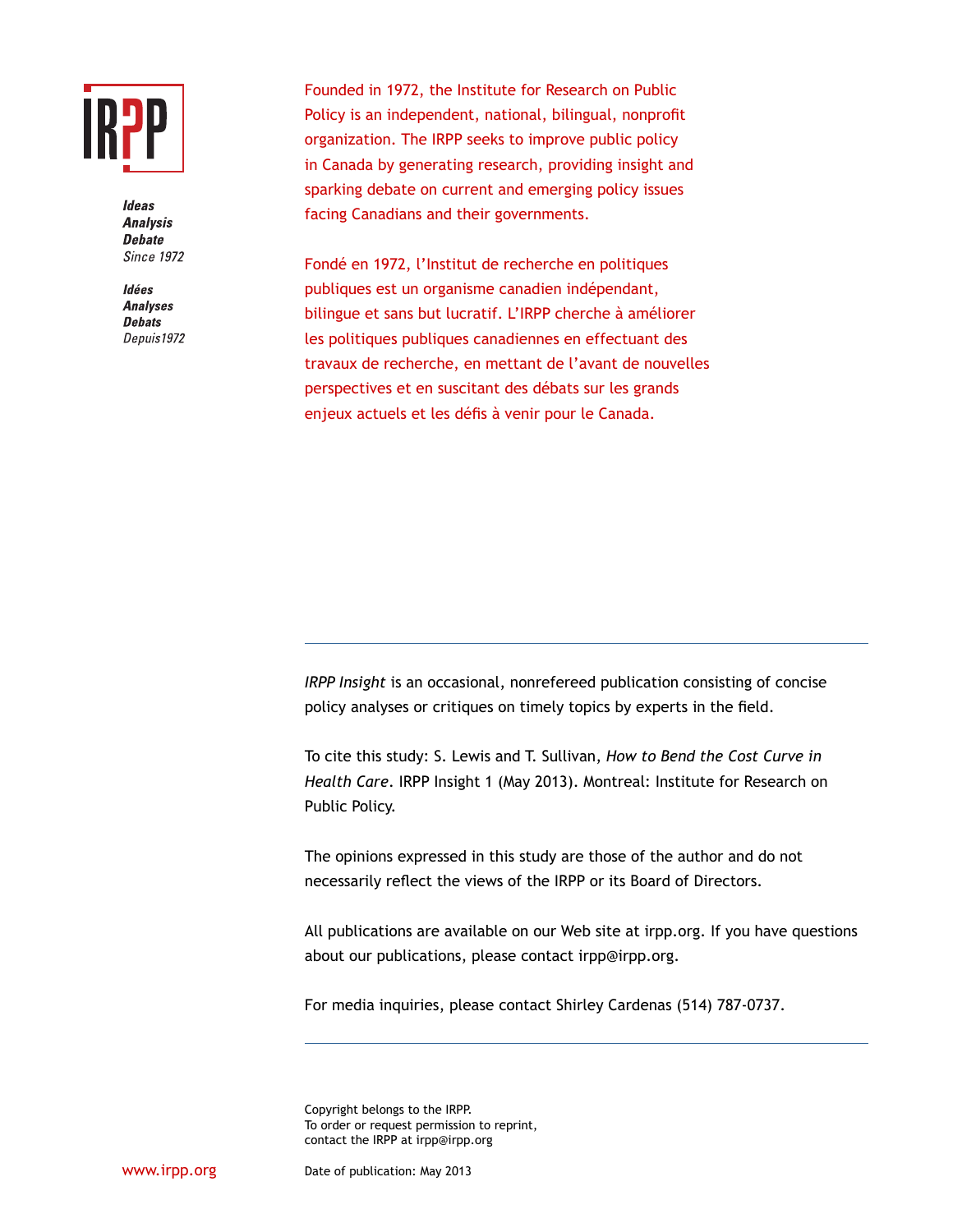IRPP

***Ideas***
***Analysis***
***Debate***
*Since 1972*

***Idées***
***Analyses***
***Debats***
*Depuis1972*

Founded in 1972, the Institute for Research on Public Policy is an independent, national, bilingual, nonprofit organization. The IRPP seeks to improve public policy in Canada by generating research, providing insight and sparking debate on current and emerging policy issues facing Canadians and their governments.

Fondé en 1972, l'Institut de recherche en politiques publiques est un organisme canadien indépendant, bilingue et sans but lucratif. L'IRPP cherche à améliorer les politiques publiques canadiennes en effectuant des travaux de recherche, en mettant de l'avant de nouvelles perspectives et en suscitant des débats sur les grands enjeux actuels et les défis à venir pour le Canada.

---

*IRPP Insight* is an occasional, nonrefereed publication consisting of concise policy analyses or critiques on timely topics by experts in the field.

To cite this study: S. Lewis and T. Sullivan, *How to Bend the Cost Curve in Health Care*. IRPP Insight 1 (May 2013). Montreal: Institute for Research on Public Policy.

The opinions expressed in this study are those of the author and do not necessarily reflect the views of the IRPP or its Board of Directors.

All publications are available on our Web site at irpp.org. If you have questions about our publications, please contact irpp@irpp.org.

For media inquiries, please contact Shirley Cardenas (514) 787-0737.

---

Copyright belongs to the IRPP.
To order or request permission to reprint, contact the IRPP at irpp@irpp.org

www.irpp.org

Date of publication: May 2013